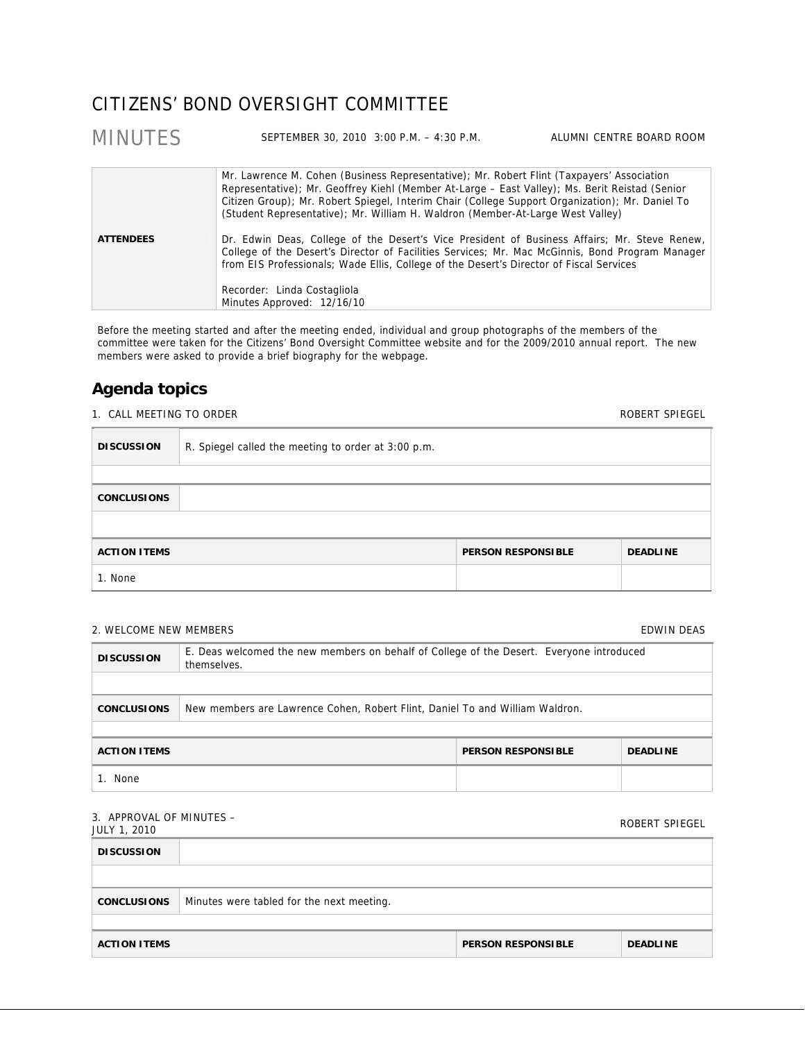# CITIZENS' BOND OVERSIGHT COMMITTEE

## MINUTES

SEPTEMBER 30, 2010 3:00 P.M. – 4:30 P.M. ALUMNI CENTRE BOARD ROOM

| | |
|---|---|
| **ATTENDEES** | Mr. Lawrence M. Cohen (Business Representative); Mr. Robert Flint (Taxpayers' Association Representative); Mr. Geoffrey Kiehl (Member At-Large – East Valley); Ms. Berit Reistad (Senior Citizen Group); Mr. Robert Spiegel, Interim Chair (College Support Organization); Mr. Daniel To (Student Representative); Mr. William H. Waldron (Member-At-Large West Valley)<br><br>Dr. Edwin Deas, College of the Desert's Vice President of Business Affairs; Mr. Steve Renew, College of the Desert's Director of Facilities Services; Mr. Mac McGinnis, Bond Program Manager from EIS Professionals; Wade Ellis, College of the Desert's Director of Fiscal Services<br><br>Recorder: Linda Costagliola<br>Minutes Approved: 12/16/10 |

Before the meeting started and after the meeting ended, individual and group photographs of the members of the committee were taken for the Citizens' Bond Oversight Committee website and for the 2009/2010 annual report. The new members were asked to provide a brief biography for the webpage.

## Agenda topics

### 1. CALL MEETING TO ORDER — ROBERT SPIEGEL

| | |
|---|---|
| **DISCUSSION** | R. Spiegel called the meeting to order at 3:00 p.m. |
| **CONCLUSIONS** | |

| ACTION ITEMS | PERSON RESPONSIBLE | DEADLINE |
|---|---|---|
| 1. None | | |

### 2. WELCOME NEW MEMBERS — EDWIN DEAS

| | |
|---|---|
| **DISCUSSION** | E. Deas welcomed the new members on behalf of College of the Desert. Everyone introduced themselves. |
| **CONCLUSIONS** | New members are Lawrence Cohen, Robert Flint, Daniel To and William Waldron. |

| ACTION ITEMS | PERSON RESPONSIBLE | DEADLINE |
|---|---|---|
| 1. None | | |

### 3. APPROVAL OF MINUTES – JULY 1, 2010 — ROBERT SPIEGEL

| | |
|---|---|
| **DISCUSSION** | |
| **CONCLUSIONS** | Minutes were tabled for the next meeting. |

| ACTION ITEMS | PERSON RESPONSIBLE | DEADLINE |
|---|---|---|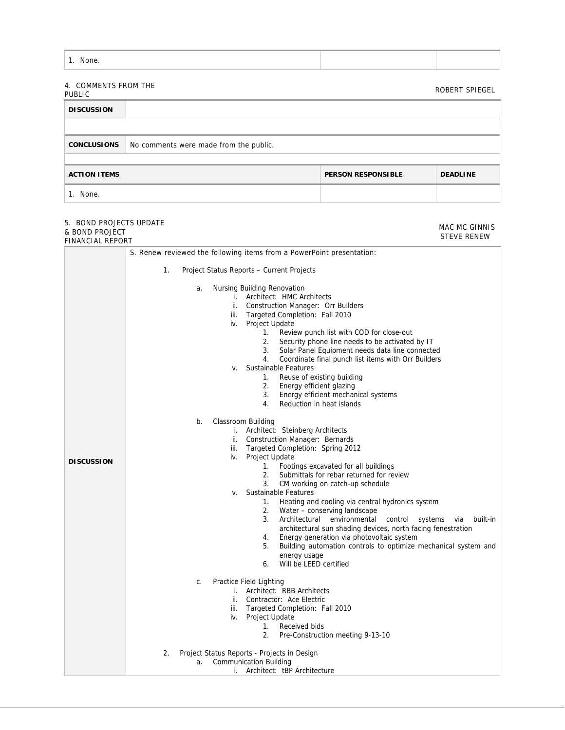| 1. None. | | |
|---|---|---|

4. COMMENTS FROM THE PUBLIC — ROBERT SPIEGEL

| DISCUSSION | |
|---|---|
| | |
| **CONCLUSIONS** | No comments were made from the public. |

| ACTION ITEMS | PERSON RESPONSIBLE | DEADLINE |
|---|---|---|
| 1. None. | | |

5. BOND PROJECTS UPDATE & BOND PROJECT FINANCIAL REPORT — MAC MC GINNIS, STEVE RENEW

**DISCUSSION**

S. Renew reviewed the following items from a PowerPoint presentation:

1. Project Status Reports – Current Projects

   a. Nursing Building Renovation
      - i. Architect: HMC Architects
      - ii. Construction Manager: Orr Builders
      - iii. Targeted Completion: Fall 2010
      - iv. Project Update
        1. Review punch list with COD for close-out
        2. Security phone line needs to be activated by IT
        3. Solar Panel Equipment needs data line connected
        4. Coordinate final punch list items with Orr Builders
      - v. Sustainable Features
        1. Reuse of existing building
        2. Energy efficient glazing
        3. Energy efficient mechanical systems
        4. Reduction in heat islands

   b. Classroom Building
      - i. Architect: Steinberg Architects
      - ii. Construction Manager: Bernards
      - iii. Targeted Completion: Spring 2012
      - iv. Project Update
        1. Footings excavated for all buildings
        2. Submittals for rebar returned for review
        3. CM working on catch-up schedule
      - v. Sustainable Features
        1. Heating and cooling via central hydronics system
        2. Water – conserving landscape
        3. Architectural environmental control systems via built-in architectural sun shading devices, north facing fenestration
        4. Energy generation via photovoltaic system
        5. Building automation controls to optimize mechanical system and energy usage
        6. Will be LEED certified

   c. Practice Field Lighting
      - i. Architect: RBB Architects
      - ii. Contractor: Ace Electric
      - iii. Targeted Completion: Fall 2010
      - iv. Project Update
        1. Received bids
        2. Pre-Construction meeting 9-13-10

2. Project Status Reports - Projects in Design

   a. Communication Building
      - i. Architect: tBP Architecture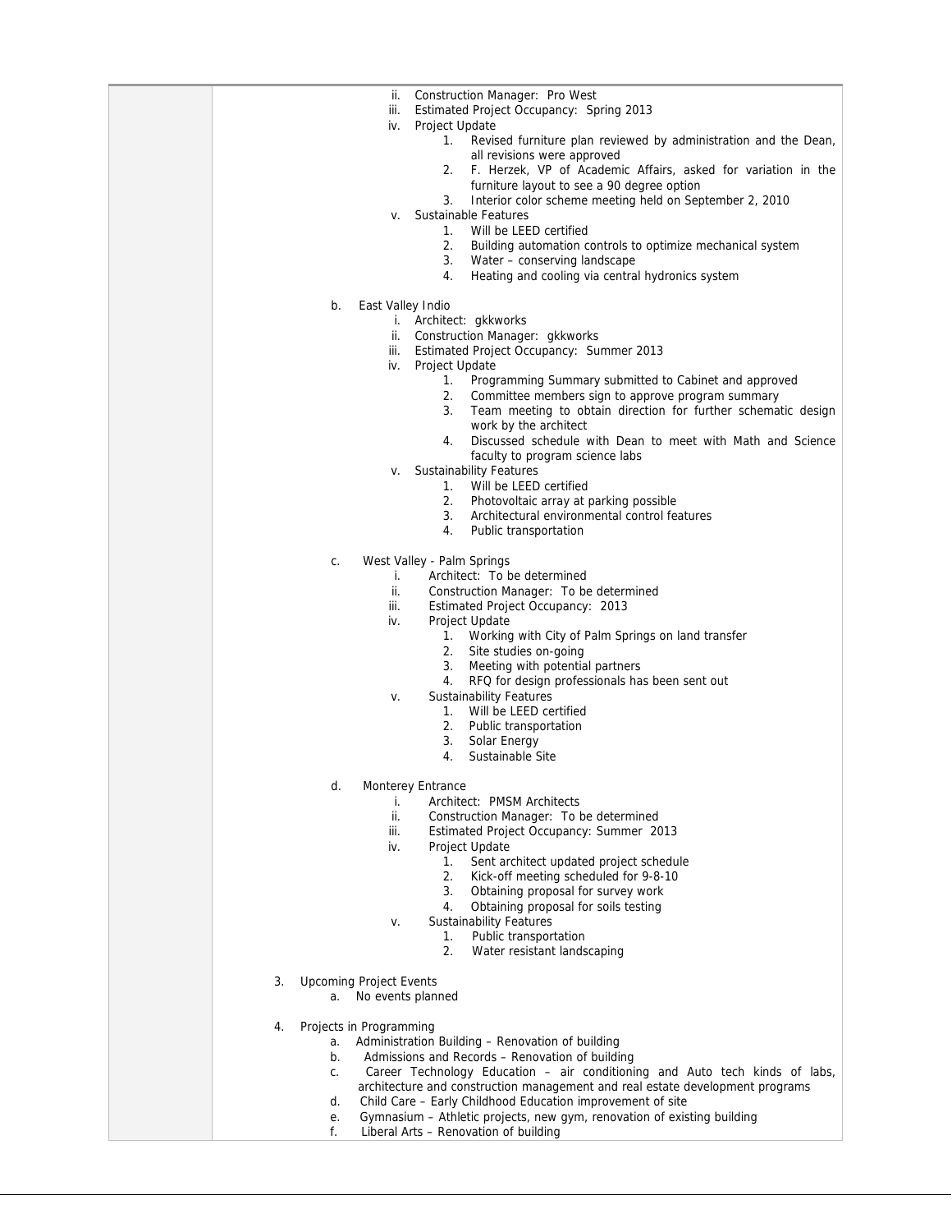- ii. Construction Manager: Pro West
- iii. Estimated Project Occupancy: Spring 2013
- iv. Project Update
    1. Revised furniture plan reviewed by administration and the Dean, all revisions were approved
    2. F. Herzek, VP of Academic Affairs, asked for variation in the furniture layout to see a 90 degree option
    3. Interior color scheme meeting held on September 2, 2010
- v. Sustainable Features
    1. Will be LEED certified
    2. Building automation controls to optimize mechanical system
    3. Water – conserving landscape
    4. Heating and cooling via central hydronics system

b. East Valley Indio
- i. Architect: gkkworks
- ii. Construction Manager: gkkworks
- iii. Estimated Project Occupancy: Summer 2013
- iv. Project Update
    1. Programming Summary submitted to Cabinet and approved
    2. Committee members sign to approve program summary
    3. Team meeting to obtain direction for further schematic design work by the architect
    4. Discussed schedule with Dean to meet with Math and Science faculty to program science labs
- v. Sustainability Features
    1. Will be LEED certified
    2. Photovoltaic array at parking possible
    3. Architectural environmental control features
    4. Public transportation

c. West Valley - Palm Springs
- i. Architect: To be determined
- ii. Construction Manager: To be determined
- iii. Estimated Project Occupancy: 2013
- iv. Project Update
    1. Working with City of Palm Springs on land transfer
    2. Site studies on-going
    3. Meeting with potential partners
    4. RFQ for design professionals has been sent out
- v. Sustainability Features
    1. Will be LEED certified
    2. Public transportation
    3. Solar Energy
    4. Sustainable Site

d. Monterey Entrance
- i. Architect: PMSM Architects
- ii. Construction Manager: To be determined
- iii. Estimated Project Occupancy: Summer 2013
- iv. Project Update
    1. Sent architect updated project schedule
    2. Kick-off meeting scheduled for 9-8-10
    3. Obtaining proposal for survey work
    4. Obtaining proposal for soils testing
- v. Sustainability Features
    1. Public transportation
    2. Water resistant landscaping

3. Upcoming Project Events
    a. No events planned

4. Projects in Programming
    a. Administration Building – Renovation of building
    b. Admissions and Records – Renovation of building
    c. Career Technology Education – air conditioning and Auto tech kinds of labs, architecture and construction management and real estate development programs
    d. Child Care – Early Childhood Education improvement of site
    e. Gymnasium – Athletic projects, new gym, renovation of existing building
    f. Liberal Arts – Renovation of building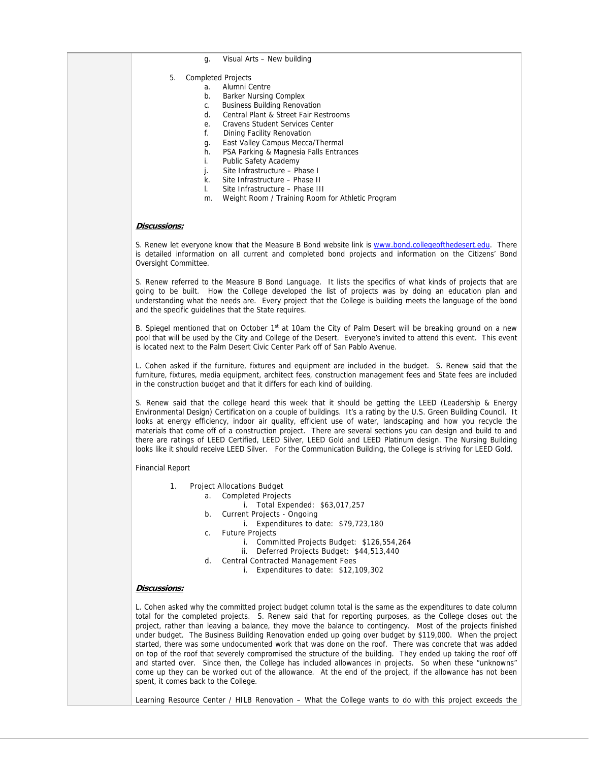g. Visual Arts – New building

5. Completed Projects
   a. Alumni Centre
   b. Barker Nursing Complex
   c. Business Building Renovation
   d. Central Plant & Street Fair Restrooms
   e. Cravens Student Services Center
   f. Dining Facility Renovation
   g. East Valley Campus Mecca/Thermal
   h. PSA Parking & Magnesia Falls Entrances
   i. Public Safety Academy
   j. Site Infrastructure – Phase I
   k. Site Infrastructure – Phase II
   l. Site Infrastructure – Phase III
   m. Weight Room / Training Room for Athletic Program

***Discussions:***

S. Renew let everyone know that the Measure B Bond website link is www.bond.collegeofthedesert.edu. There is detailed information on all current and completed bond projects and information on the Citizens' Bond Oversight Committee.

S. Renew referred to the Measure B Bond Language. It lists the specifics of what kinds of projects that are going to be built. How the College developed the list of projects was by doing an education plan and understanding what the needs are. Every project that the College is building meets the language of the bond and the specific guidelines that the State requires.

B. Spiegel mentioned that on October 1st at 10am the City of Palm Desert will be breaking ground on a new pool that will be used by the City and College of the Desert. Everyone's invited to attend this event. This event is located next to the Palm Desert Civic Center Park off of San Pablo Avenue.

L. Cohen asked if the furniture, fixtures and equipment are included in the budget. S. Renew said that the furniture, fixtures, media equipment, architect fees, construction management fees and State fees are included in the construction budget and that it differs for each kind of building.

S. Renew said that the college heard this week that it should be getting the LEED (Leadership & Energy Environmental Design) Certification on a couple of buildings. It's a rating by the U.S. Green Building Council. It looks at energy efficiency, indoor air quality, efficient use of water, landscaping and how you recycle the materials that come off of a construction project. There are several sections you can design and build to and there are ratings of LEED Certified, LEED Silver, LEED Gold and LEED Platinum design. The Nursing Building looks like it should receive LEED Silver. For the Communication Building, the College is striving for LEED Gold.

Financial Report

1. Project Allocations Budget
   a. Completed Projects
      i. Total Expended: $63,017,257
   b. Current Projects - Ongoing
      i. Expenditures to date: $79,723,180
   c. Future Projects
      i. Committed Projects Budget: $126,554,264
      ii. Deferred Projects Budget: $44,513,440
   d. Central Contracted Management Fees
      i. Expenditures to date: $12,109,302

***Discussions:***

L. Cohen asked why the committed project budget column total is the same as the expenditures to date column total for the completed projects. S. Renew said that for reporting purposes, as the College closes out the project, rather than leaving a balance, they move the balance to contingency. Most of the projects finished under budget. The Business Building Renovation ended up going over budget by $119,000. When the project started, there was some undocumented work that was done on the roof. There was concrete that was added on top of the roof that severely compromised the structure of the building. They ended up taking the roof off and started over. Since then, the College has included allowances in projects. So when these "unknowns" come up they can be worked out of the allowance. At the end of the project, if the allowance has not been spent, it comes back to the College.

Learning Resource Center / HILB Renovation – What the College wants to do with this project exceeds the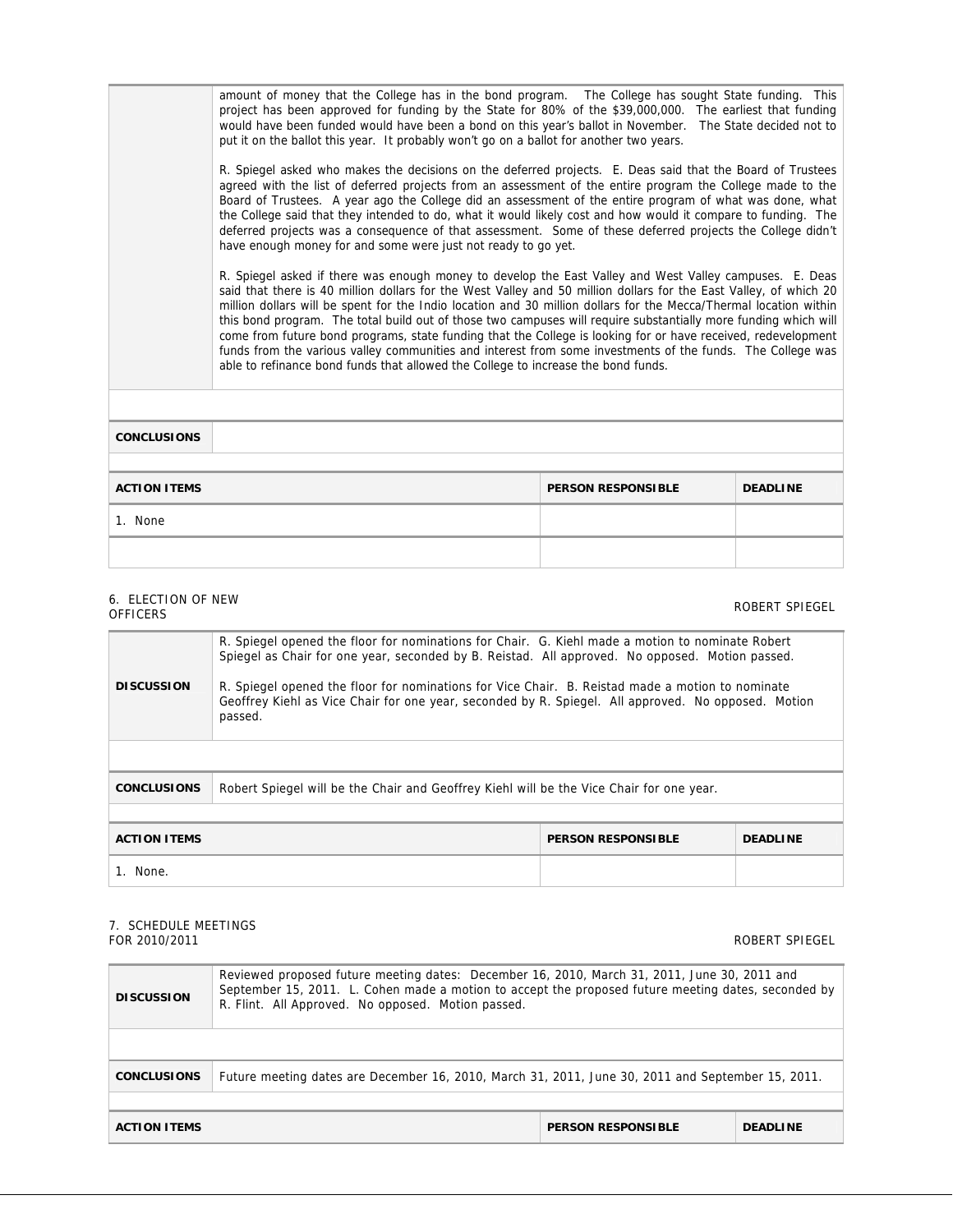| | |
|---|---|
| | amount of money that the College has in the bond program. The College has sought State funding. This project has been approved for funding by the State for 80% of the $39,000,000. The earliest that funding would have been funded would have been a bond on this year's ballot in November. The State decided not to put it on the ballot this year. It probably won't go on a ballot for another two years.<br><br>R. Spiegel asked who makes the decisions on the deferred projects. E. Deas said that the Board of Trustees agreed with the list of deferred projects from an assessment of the entire program the College made to the Board of Trustees. A year ago the College did an assessment of the entire program of what was done, what the College said that they intended to do, what it would likely cost and how would it compare to funding. The deferred projects was a consequence of that assessment. Some of these deferred projects the College didn't have enough money for and some were just not ready to go yet.<br><br>R. Spiegel asked if there was enough money to develop the East Valley and West Valley campuses. E. Deas said that there is 40 million dollars for the West Valley and 50 million dollars for the East Valley, of which 20 million dollars will be spent for the Indio location and 30 million dollars for the Mecca/Thermal location within this bond program. The total build out of those two campuses will require substantially more funding which will come from future bond programs, state funding that the College is looking for or have received, redevelopment funds from the various valley communities and interest from some investments of the funds. The College was able to refinance bond funds that allowed the College to increase the bond funds. |
| **CONCLUSIONS** | |

| **ACTION ITEMS** | **PERSON RESPONSIBLE** | **DEADLINE** |
|---|---|---|
| 1. None | | |
| | | |

## 6. ELECTION OF NEW OFFICERS

ROBERT SPIEGEL

| | |
|---|---|
| **DISCUSSION** | R. Spiegel opened the floor for nominations for Chair. G. Kiehl made a motion to nominate Robert Spiegel as Chair for one year, seconded by B. Reistad. All approved. No opposed. Motion passed.<br><br>R. Spiegel opened the floor for nominations for Vice Chair. B. Reistad made a motion to nominate Geoffrey Kiehl as Vice Chair for one year, seconded by R. Spiegel. All approved. No opposed. Motion passed. |
| **CONCLUSIONS** | Robert Spiegel will be the Chair and Geoffrey Kiehl will be the Vice Chair for one year. |

| **ACTION ITEMS** | **PERSON RESPONSIBLE** | **DEADLINE** |
|---|---|---|
| 1. None. | | |

## 7. SCHEDULE MEETINGS FOR 2010/2011

ROBERT SPIEGEL

| | |
|---|---|
| **DISCUSSION** | Reviewed proposed future meeting dates: December 16, 2010, March 31, 2011, June 30, 2011 and September 15, 2011. L. Cohen made a motion to accept the proposed future meeting dates, seconded by R. Flint. All Approved. No opposed. Motion passed. |
| **CONCLUSIONS** | Future meeting dates are December 16, 2010, March 31, 2011, June 30, 2011 and September 15, 2011. |

| **ACTION ITEMS** | **PERSON RESPONSIBLE** | **DEADLINE** |
|---|---|---|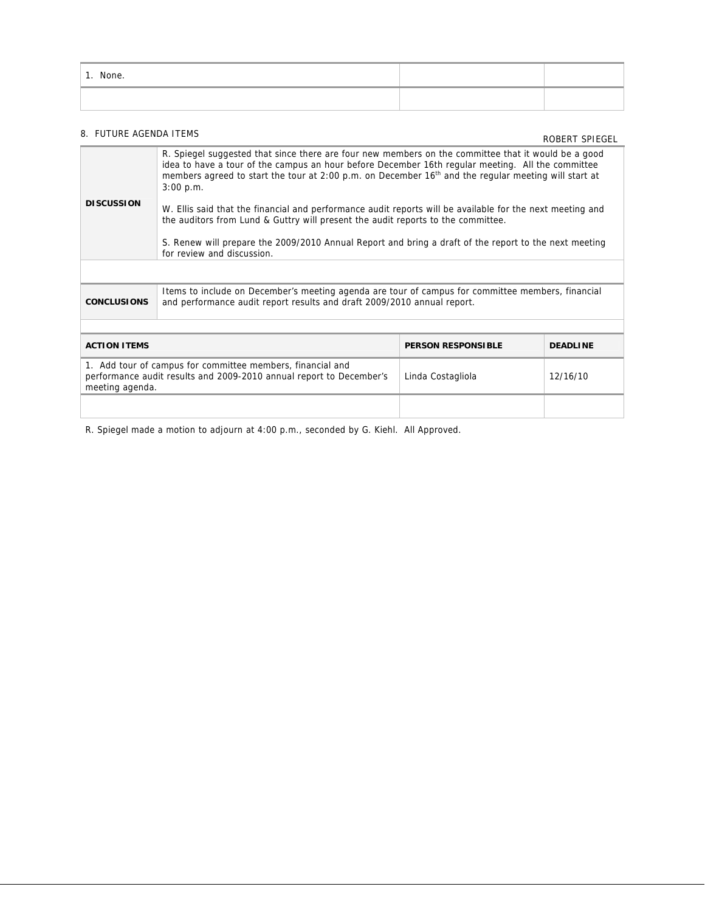| | | |
|---|---|---|
| 1. None. | | |
| | | |

## 8. FUTURE AGENDA ITEMS

ROBERT SPIEGEL

| | |
|---|---|
| **DISCUSSION** | R. Spiegel suggested that since there are four new members on the committee that it would be a good idea to have a tour of the campus an hour before December 16th regular meeting. All the committee members agreed to start the tour at 2:00 p.m. on December 16th and the regular meeting will start at 3:00 p.m.<br><br>W. Ellis said that the financial and performance audit reports will be available for the next meeting and the auditors from Lund & Guttry will present the audit reports to the committee.<br><br>S. Renew will prepare the 2009/2010 Annual Report and bring a draft of the report to the next meeting for review and discussion. |
| | |
| **CONCLUSIONS** | Items to include on December's meeting agenda are tour of campus for committee members, financial and performance audit report results and draft 2009/2010 annual report. |

| **ACTION ITEMS** | **PERSON RESPONSIBLE** | **DEADLINE** |
|---|---|---|
| 1. Add tour of campus for committee members, financial and performance audit results and 2009-2010 annual report to December's meeting agenda. | Linda Costagliola | 12/16/10 |
| | | |

R. Spiegel made a motion to adjourn at 4:00 p.m., seconded by G. Kiehl. All Approved.